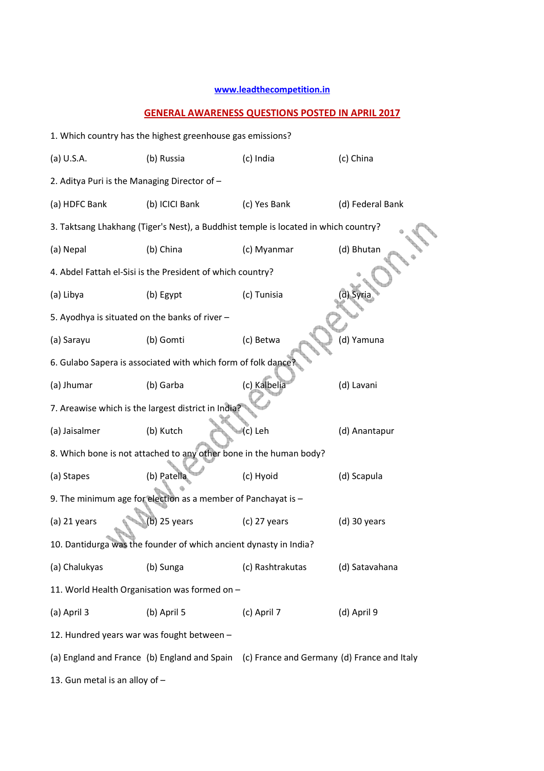www.leadthecompetition.in

## GENERAL AWARENESS QUESTIONS POSTED IN APRIL 2017

1. Which country has the highest greenhouse gas emissions?

(a) U.S.A. (b) Russia (c) India (c) China

2. Aditya Puri is the Managing Director of –

(a) HDFC Bank (b) ICICI Bank (c) Yes Bank (d) Federal Bank

3. Taktsang Lhakhang (Tiger's Nest), a Buddhist temple is located in which country?

(a) Nepal (b) China (c) Myanmar (d) Bhutan

4. Abdel Fattah el-Sisi is the President of which country?

(a) Libya (b) Egypt (c) Tunisia (d) Syria

5. Ayodhya is situated on the banks of river –

(a) Sarayu (b) Gomti (c) Betwa (d) Yamuna

6. Gulabo Sapera is associated with which form of folk dance?

(a) Jhumar (b) Garba (c) Kalbelia (d) Lavani

7. Areawise which is the largest district in India?

(a) Jaisalmer (b) Kutch (c) Leh (d) Anantapur

8. Which bone is not attached to any other bone in the human body?

(a) Stapes (b) Patella (c) Hyoid (d) Scapula

9. The minimum age for election as a member of Panchayat is –

(a) 21 years (b) 25 years (c) 27 years (d) 30 years

10. Dantidurga was the founder of which ancient dynasty in India?

(a) Chalukyas (b) Sunga (c) Rashtrakutas (d) Satavahana

11. World Health Organisation was formed on –

(a) April 3 (b) April 5 (c) April 7 (d) April 9

12. Hundred years war was fought between –

(a) England and France (b) England and Spain (c) France and Germany (d) France and Italy

13. Gun metal is an alloy of –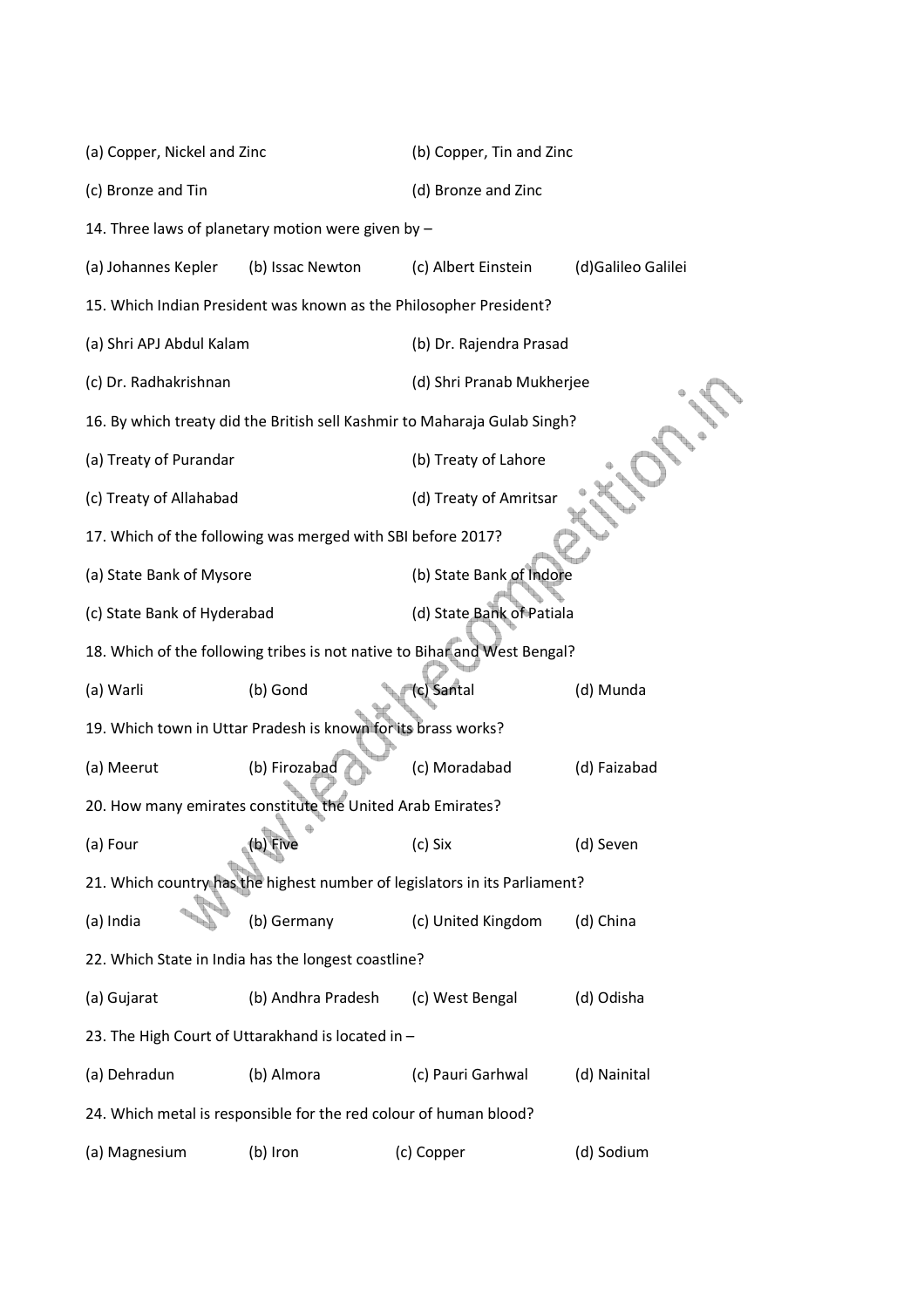(a) Copper, Nickel and Zinc (b) Copper, Tin and Zinc

(c) Bronze and Tin (d) Bronze and Zinc

14. Three laws of planetary motion were given by –

(a) Johannes Kepler (b) Issac Newton (c) Albert Einstein (d)Galileo Galilei

15. Which Indian President was known as the Philosopher President?

(a) Shri APJ Abdul Kalam (b) Dr. Rajendra Prasad

(c) Dr. Radhakrishnan (d) Shri Pranab Mukherjee

16. By which treaty did the British sell Kashmir to Maharaja Gulab Singh?

(a) Treaty of Purandar (b) Treaty of Lahore

(c) Treaty of Allahabad (d) Treaty of Amritsar

17. Which of the following was merged with SBI before 2017?

(a) State Bank of Mysore (b) State Bank of Indore

(c) State Bank of Hyderabad (d) State Bank of Patiala

18. Which of the following tribes is not native to Bihar and West Bengal?

(a) Warli (b) Gond (c) Santal (d) Munda

19. Which town in Uttar Pradesh is known for its brass works?

(a) Meerut (b) Firozabad (c) Moradabad (d) Faizabad

20. How many emirates constitute the United Arab Emirates?

(a) Four (b) Five (c) Six (d) Seven

21. Which country has the highest number of legislators in its Parliament?

(a) India (b) Germany (c) United Kingdom (d) China

22. Which State in India has the longest coastline?

(a) Gujarat (b) Andhra Pradesh (c) West Bengal (d) Odisha

23. The High Court of Uttarakhand is located in –

(a) Dehradun (b) Almora (c) Pauri Garhwal (d) Nainital

24. Which metal is responsible for the red colour of human blood?

(a) Magnesium (b) Iron (c) Copper (d) Sodium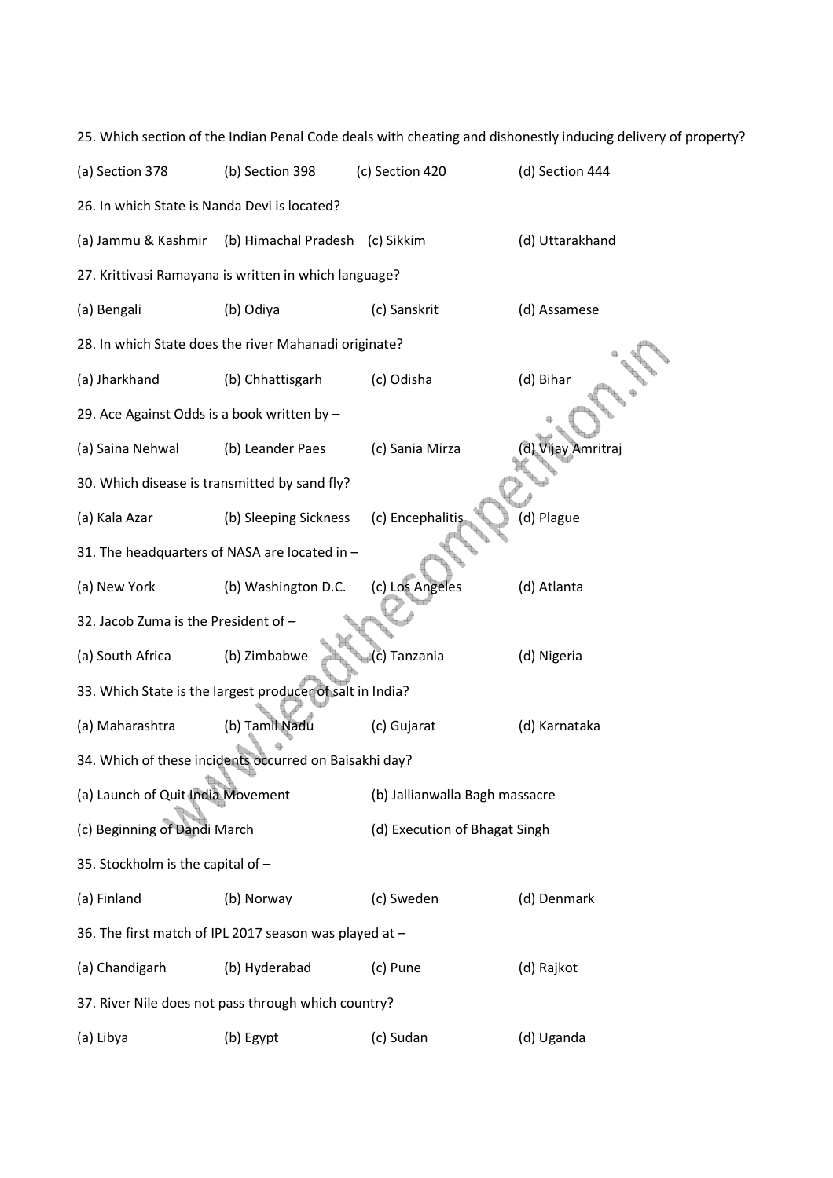25. Which section of the Indian Penal Code deals with cheating and dishonestly inducing delivery of property?

(a) Section 378 (b) Section 398 (c) Section 420 (d) Section 444

26. In which State is Nanda Devi is located?

(a) Jammu & Kashmir (b) Himachal Pradesh (c) Sikkim (d) Uttarakhand

27. Krittivasi Ramayana is written in which language?

(a) Bengali (b) Odiya (c) Sanskrit (d) Assamese

28. In which State does the river Mahanadi originate?

(a) Jharkhand (b) Chhattisgarh (c) Odisha (d) Bihar

29. Ace Against Odds is a book written by –

(a) Saina Nehwal (b) Leander Paes (c) Sania Mirza (d) Vijay Amritraj

30. Which disease is transmitted by sand fly?

(a) Kala Azar (b) Sleeping Sickness (c) Encephalitis (d) Plague

31. The headquarters of NASA are located in –

(a) New York (b) Washington D.C. (c) Los Angeles (d) Atlanta

32. Jacob Zuma is the President of –

(a) South Africa (b) Zimbabwe (c) Tanzania (d) Nigeria

33. Which State is the largest producer of salt in India?

(a) Maharashtra (b) Tamil Nadu (c) Gujarat (d) Karnataka

34. Which of these incidents occurred on Baisakhi day?

(a) Launch of Quit India Movement (b) Jallianwalla Bagh massacre

(c) Beginning of Dandi March (d) Execution of Bhagat Singh

35. Stockholm is the capital of –

(a) Finland (b) Norway (c) Sweden (d) Denmark

36. The first match of IPL 2017 season was played at –

(a) Chandigarh (b) Hyderabad (c) Pune (d) Rajkot

37. River Nile does not pass through which country?

(a) Libya (b) Egypt (c) Sudan (d) Uganda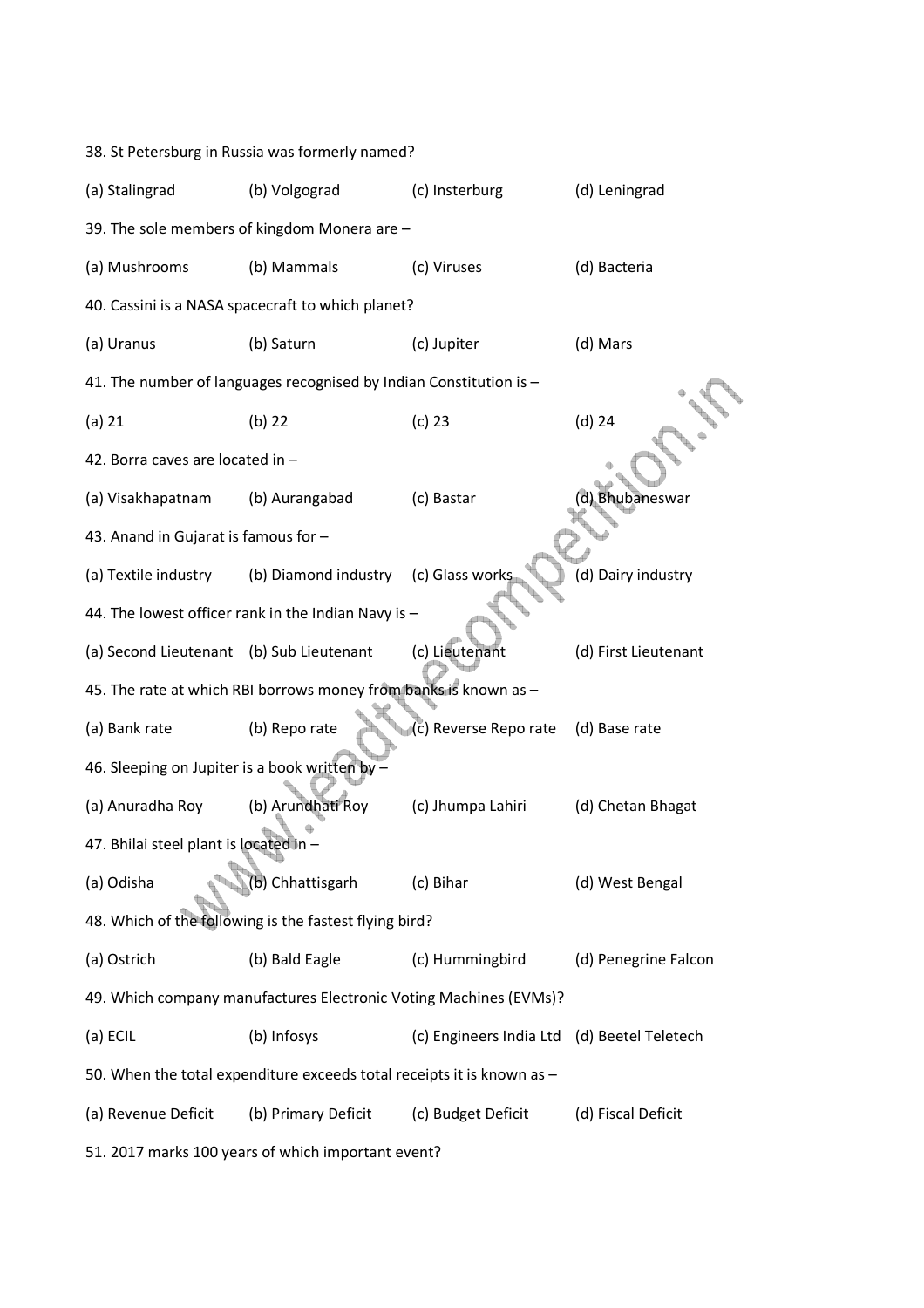38. St Petersburg in Russia was formerly named?

(a) Stalingrad (b) Volgograd (c) Insterburg (d) Leningrad

39. The sole members of kingdom Monera are –

(a) Mushrooms (b) Mammals (c) Viruses (d) Bacteria

40. Cassini is a NASA spacecraft to which planet?

(a) Uranus (b) Saturn (c) Jupiter (d) Mars

41. The number of languages recognised by Indian Constitution is –

(a) 21 (b) 22 (c) 23 (d) 24

42. Borra caves are located in –

(a) Visakhapatnam (b) Aurangabad (c) Bastar (d) Bhubaneswar

43. Anand in Gujarat is famous for –

(a) Textile industry (b) Diamond industry (c) Glass works (d) Dairy industry

44. The lowest officer rank in the Indian Navy is –

(a) Second Lieutenant (b) Sub Lieutenant (c) Lieutenant (d) First Lieutenant

45. The rate at which RBI borrows money from banks is known as –

(a) Bank rate (b) Repo rate (c) Reverse Repo rate (d) Base rate

46. Sleeping on Jupiter is a book written by –

(a) Anuradha Roy (b) Arundhati Roy (c) Jhumpa Lahiri (d) Chetan Bhagat

47. Bhilai steel plant is located in –

(a) Odisha (b) Chhattisgarh (c) Bihar (d) West Bengal

48. Which of the following is the fastest flying bird?

(a) Ostrich (b) Bald Eagle (c) Hummingbird (d) Penegrine Falcon

49. Which company manufactures Electronic Voting Machines (EVMs)?

(a) ECIL (b) Infosys (c) Engineers India Ltd (d) Beetel Teletech

50. When the total expenditure exceeds total receipts it is known as –

(a) Revenue Deficit (b) Primary Deficit (c) Budget Deficit (d) Fiscal Deficit

51. 2017 marks 100 years of which important event?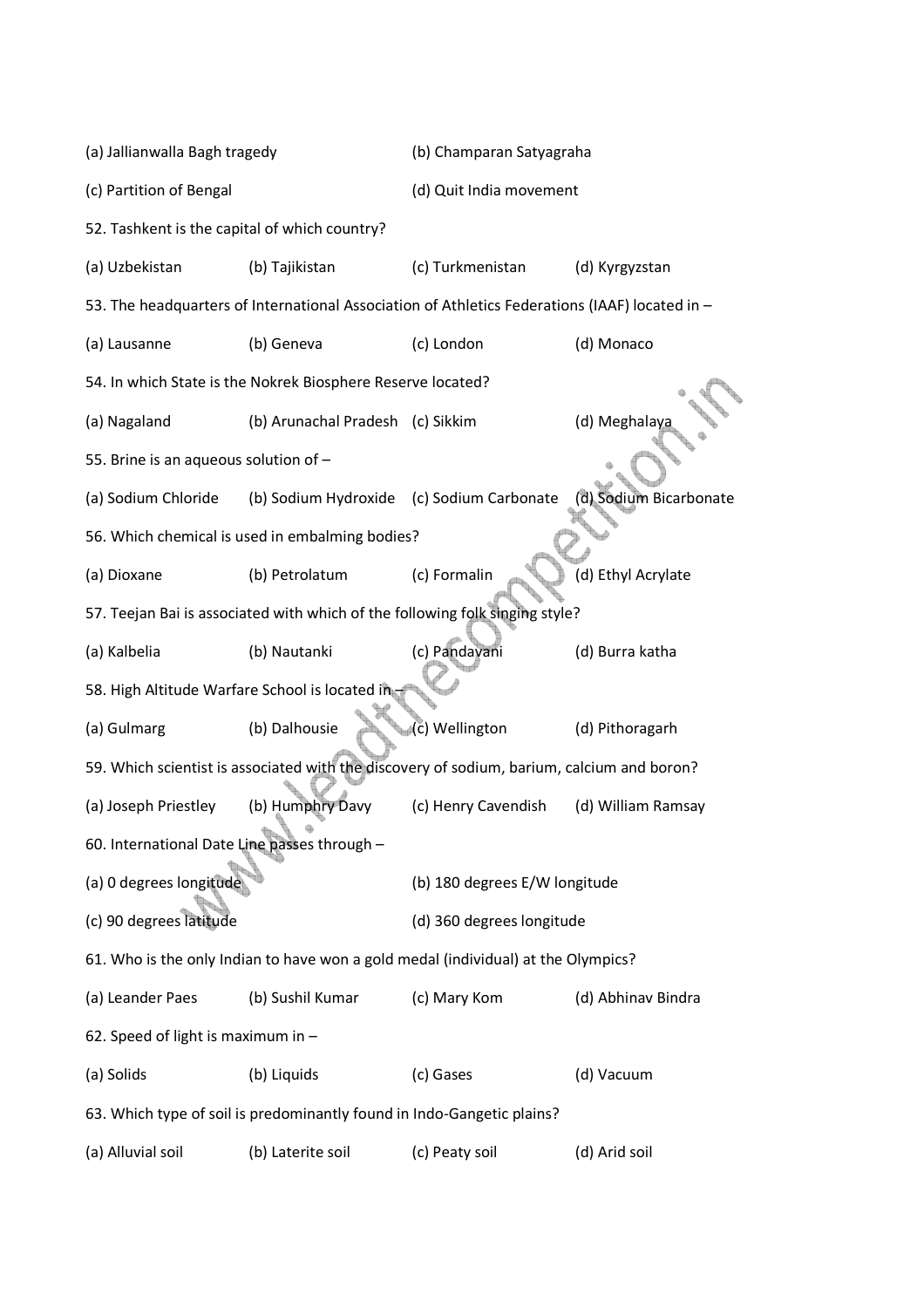(a) Jallianwalla Bagh tragedy (b) Champaran Satyagraha

(c) Partition of Bengal (d) Quit India movement

52. Tashkent is the capital of which country?

(a) Uzbekistan (b) Tajikistan (c) Turkmenistan (d) Kyrgyzstan

53. The headquarters of International Association of Athletics Federations (IAAF) located in –

(a) Lausanne (b) Geneva (c) London (d) Monaco

54. In which State is the Nokrek Biosphere Reserve located?

(a) Nagaland (b) Arunachal Pradesh (c) Sikkim (d) Meghalaya

55. Brine is an aqueous solution of –

(a) Sodium Chloride (b) Sodium Hydroxide (c) Sodium Carbonate (d) Sodium Bicarbonate

56. Which chemical is used in embalming bodies?

(a) Dioxane (b) Petrolatum (c) Formalin (d) Ethyl Acrylate

57. Teejan Bai is associated with which of the following folk singing style?

(a) Kalbelia (b) Nautanki (c) Pandavani (d) Burra katha

58. High Altitude Warfare School is located in –

(a) Gulmarg (b) Dalhousie (c) Wellington (d) Pithoragarh

59. Which scientist is associated with the discovery of sodium, barium, calcium and boron?

(a) Joseph Priestley (b) Humphry Davy (c) Henry Cavendish (d) William Ramsay

60. International Date Line passes through –

(a) 0 degrees longitude (b) 180 degrees E/W longitude

(c) 90 degrees latitude (d) 360 degrees longitude

61. Who is the only Indian to have won a gold medal (individual) at the Olympics?

(a) Leander Paes (b) Sushil Kumar (c) Mary Kom (d) Abhinav Bindra

62. Speed of light is maximum in –

(a) Solids (b) Liquids (c) Gases (d) Vacuum

63. Which type of soil is predominantly found in Indo-Gangetic plains?

(a) Alluvial soil (b) Laterite soil (c) Peaty soil (d) Arid soil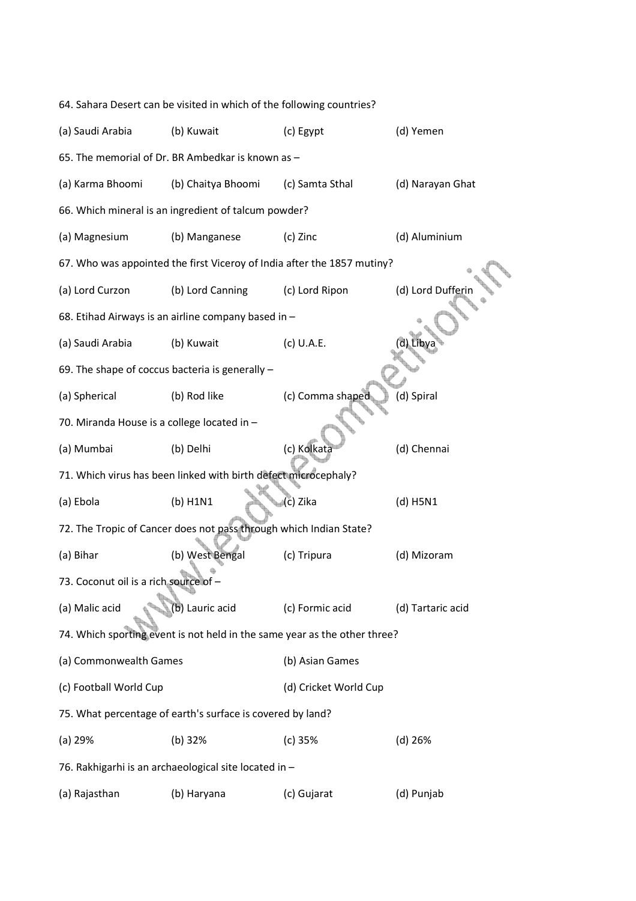64. Sahara Desert can be visited in which of the following countries?

(a) Saudi Arabia (b) Kuwait (c) Egypt (d) Yemen

65. The memorial of Dr. BR Ambedkar is known as –

(a) Karma Bhoomi (b) Chaitya Bhoomi (c) Samta Sthal (d) Narayan Ghat

66. Which mineral is an ingredient of talcum powder?

(a) Magnesium (b) Manganese (c) Zinc (d) Aluminium

67. Who was appointed the first Viceroy of India after the 1857 mutiny?

(a) Lord Curzon (b) Lord Canning (c) Lord Ripon (d) Lord Dufferin

68. Etihad Airways is an airline company based in –

(a) Saudi Arabia (b) Kuwait (c) U.A.E. (d) Libya

69. The shape of coccus bacteria is generally –

(a) Spherical (b) Rod like (c) Comma shaped (d) Spiral

70. Miranda House is a college located in –

(a) Mumbai (b) Delhi (c) Kolkata (d) Chennai

71. Which virus has been linked with birth defect microcephaly?

(a) Ebola (b) H1N1 (c) Zika (d) H5N1

72. The Tropic of Cancer does not pass through which Indian State?

(a) Bihar (b) West Bengal (c) Tripura (d) Mizoram

73. Coconut oil is a rich source of –

(a) Malic acid (b) Lauric acid (c) Formic acid (d) Tartaric acid

74. Which sporting event is not held in the same year as the other three?

(a) Commonwealth Games (b) Asian Games

(c) Football World Cup (d) Cricket World Cup

75. What percentage of earth's surface is covered by land?

(a) 29% (b) 32% (c) 35% (d) 26%

76. Rakhigarhi is an archaeological site located in –

(a) Rajasthan (b) Haryana (c) Gujarat (d) Punjab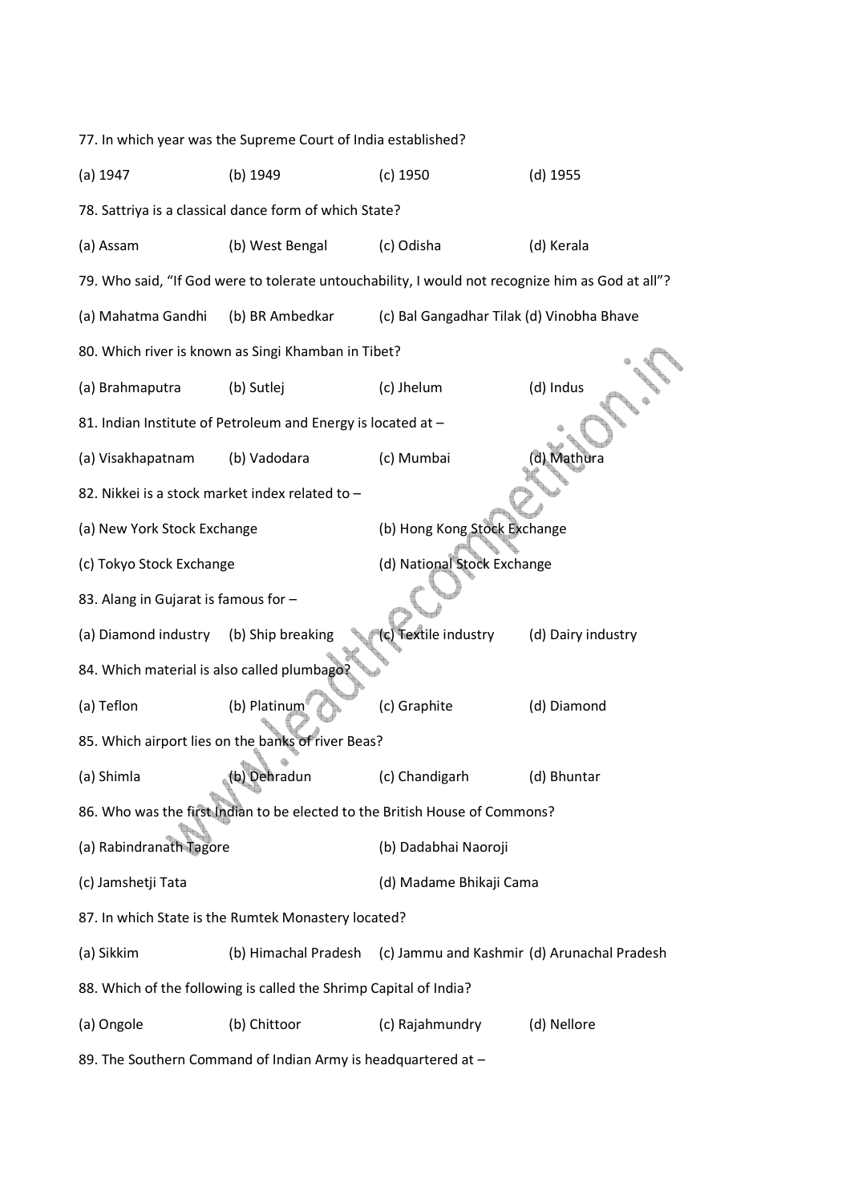77. In which year was the Supreme Court of India established?

(a) 1947 (b) 1949 (c) 1950 (d) 1955

78. Sattriya is a classical dance form of which State?

(a) Assam (b) West Bengal (c) Odisha (d) Kerala

79. Who said, "If God were to tolerate untouchability, I would not recognize him as God at all"?

(a) Mahatma Gandhi (b) BR Ambedkar (c) Bal Gangadhar Tilak (d) Vinobha Bhave

80. Which river is known as Singi Khamban in Tibet?

(a) Brahmaputra (b) Sutlej (c) Jhelum (d) Indus

81. Indian Institute of Petroleum and Energy is located at –

(a) Visakhapatnam (b) Vadodara (c) Mumbai (d) Mathura

82. Nikkei is a stock market index related to –

(a) New York Stock Exchange (b) Hong Kong Stock Exchange

(c) Tokyo Stock Exchange (d) National Stock Exchange

83. Alang in Gujarat is famous for –

(a) Diamond industry (b) Ship breaking (c) Textile industry (d) Dairy industry

84. Which material is also called plumbago?

(a) Teflon (b) Platinum (c) Graphite (d) Diamond

85. Which airport lies on the banks of river Beas?

(a) Shimla (b) Dehradun (c) Chandigarh (d) Bhuntar

86. Who was the first Indian to be elected to the British House of Commons?

(a) Rabindranath Tagore (b) Dadabhai Naoroji

(c) Jamshetji Tata (d) Madame Bhikaji Cama

87. In which State is the Rumtek Monastery located?

(a) Sikkim (b) Himachal Pradesh (c) Jammu and Kashmir (d) Arunachal Pradesh

88. Which of the following is called the Shrimp Capital of India?

(a) Ongole (b) Chittoor (c) Rajahmundry (d) Nellore

89. The Southern Command of Indian Army is headquartered at –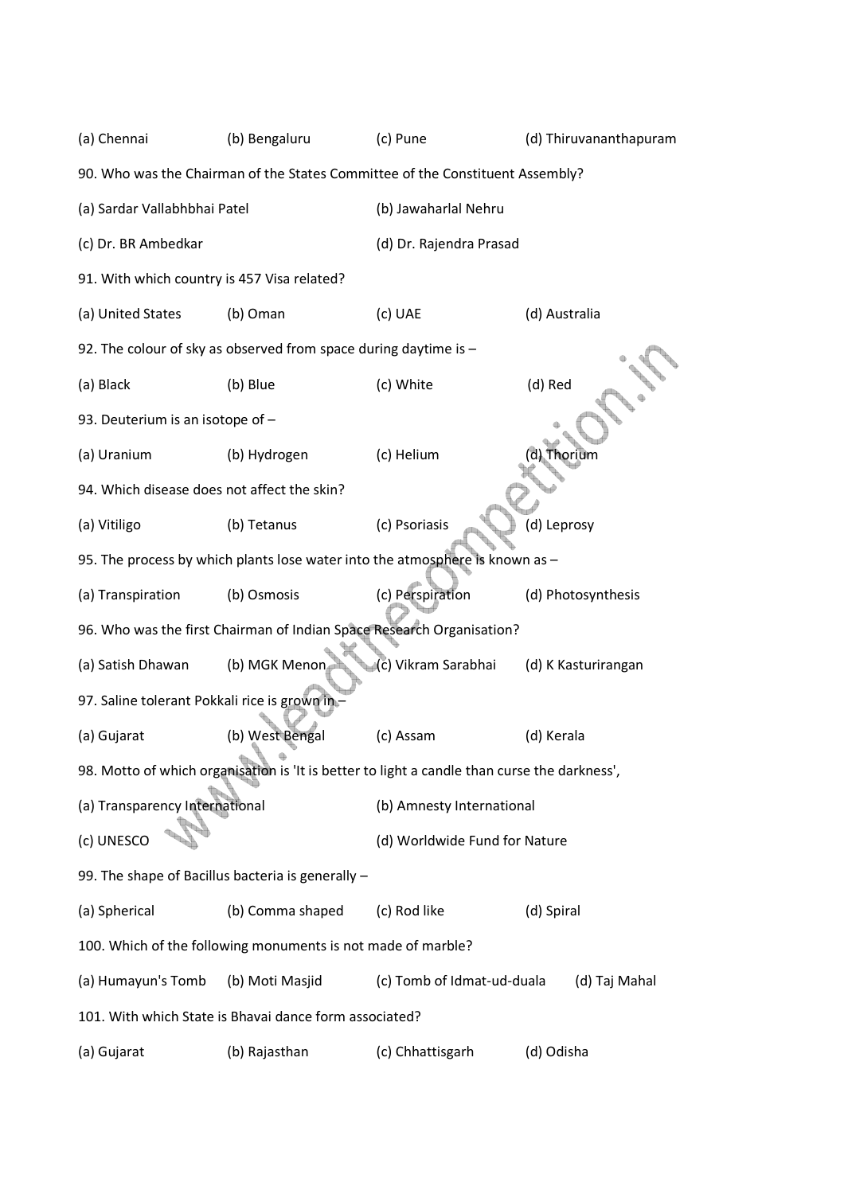(a) Chennai (b) Bengaluru (c) Pune (d) Thiruvananthapuram

90. Who was the Chairman of the States Committee of the Constituent Assembly?

(a) Sardar Vallabhbhai Patel (b) Jawaharlal Nehru

(c) Dr. BR Ambedkar (d) Dr. Rajendra Prasad

91. With which country is 457 Visa related?

(a) United States (b) Oman (c) UAE (d) Australia

92. The colour of sky as observed from space during daytime is –

(a) Black (b) Blue (c) White (d) Red

93. Deuterium is an isotope of –

(a) Uranium (b) Hydrogen (c) Helium (d) Thorium

94. Which disease does not affect the skin?

(a) Vitiligo (b) Tetanus (c) Psoriasis (d) Leprosy

95. The process by which plants lose water into the atmosphere is known as –

(a) Transpiration (b) Osmosis (c) Perspiration (d) Photosynthesis

96. Who was the first Chairman of Indian Space Research Organisation?

(a) Satish Dhawan (b) MGK Menon (c) Vikram Sarabhai (d) K Kasturirangan

97. Saline tolerant Pokkali rice is grown in –

(a) Gujarat (b) West Bengal (c) Assam (d) Kerala

98. Motto of which organisation is 'It is better to light a candle than curse the darkness',

(a) Transparency International (b) Amnesty International

(c) UNESCO (d) Worldwide Fund for Nature

99. The shape of Bacillus bacteria is generally –

(a) Spherical (b) Comma shaped (c) Rod like (d) Spiral

100. Which of the following monuments is not made of marble?

(a) Humayun's Tomb (b) Moti Masjid (c) Tomb of Idmat-ud-duala (d) Taj Mahal

101. With which State is Bhavai dance form associated?

(a) Gujarat (b) Rajasthan (c) Chhattisgarh (d) Odisha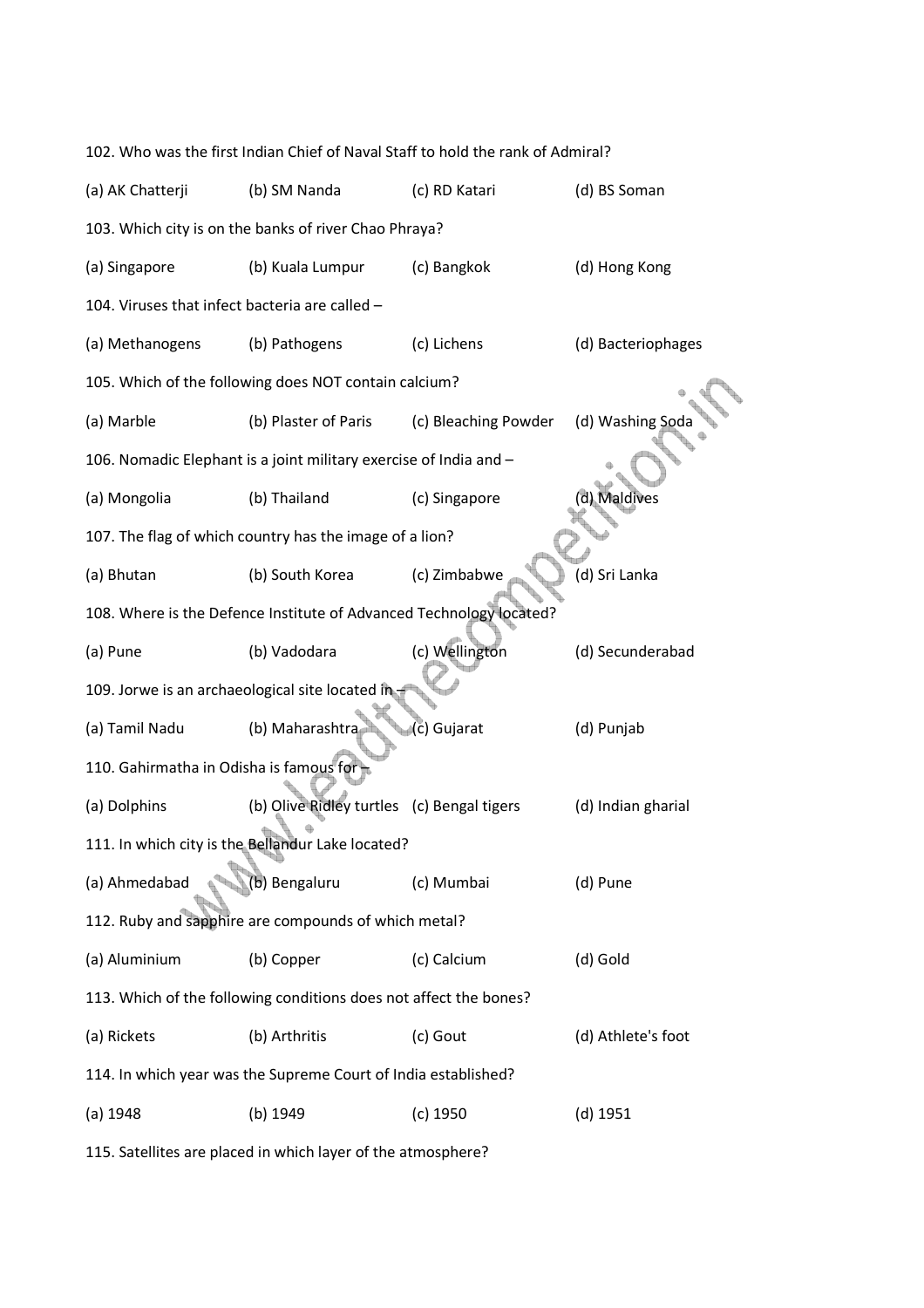102. Who was the first Indian Chief of Naval Staff to hold the rank of Admiral?

(a) AK Chatterji (b) SM Nanda (c) RD Katari (d) BS Soman

103. Which city is on the banks of river Chao Phraya?

(a) Singapore (b) Kuala Lumpur (c) Bangkok (d) Hong Kong

104. Viruses that infect bacteria are called –

(a) Methanogens (b) Pathogens (c) Lichens (d) Bacteriophages

105. Which of the following does NOT contain calcium?

(a) Marble (b) Plaster of Paris (c) Bleaching Powder (d) Washing Soda

106. Nomadic Elephant is a joint military exercise of India and –

(a) Mongolia (b) Thailand (c) Singapore (d) Maldives

107. The flag of which country has the image of a lion?

(a) Bhutan (b) South Korea (c) Zimbabwe (d) Sri Lanka

108. Where is the Defence Institute of Advanced Technology located?

(a) Pune (b) Vadodara (c) Wellington (d) Secunderabad

109. Jorwe is an archaeological site located in –

(a) Tamil Nadu (b) Maharashtra (c) Gujarat (d) Punjab

110. Gahirmatha in Odisha is famous for –

(a) Dolphins (b) Olive Ridley turtles (c) Bengal tigers (d) Indian gharial

111. In which city is the Bellandur Lake located?

(a) Ahmedabad (b) Bengaluru (c) Mumbai (d) Pune

112. Ruby and sapphire are compounds of which metal?

(a) Aluminium (b) Copper (c) Calcium (d) Gold

113. Which of the following conditions does not affect the bones?

(a) Rickets (b) Arthritis (c) Gout (d) Athlete's foot

114. In which year was the Supreme Court of India established?

(a) 1948 (b) 1949 (c) 1950 (d) 1951

115. Satellites are placed in which layer of the atmosphere?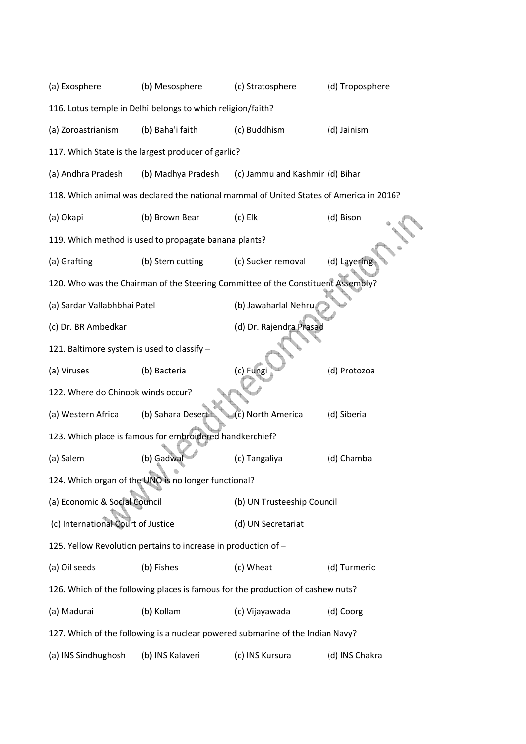(a) Exosphere (b) Mesosphere (c) Stratosphere (d) Troposphere

116. Lotus temple in Delhi belongs to which religion/faith?

(a) Zoroastrianism (b) Baha'i faith (c) Buddhism (d) Jainism

117. Which State is the largest producer of garlic?

(a) Andhra Pradesh (b) Madhya Pradesh (c) Jammu and Kashmir (d) Bihar

118. Which animal was declared the national mammal of United States of America in 2016?

(a) Okapi (b) Brown Bear (c) Elk (d) Bison

119. Which method is used to propagate banana plants?

(a) Grafting (b) Stem cutting (c) Sucker removal (d) Layering

120. Who was the Chairman of the Steering Committee of the Constituent Assembly?

(a) Sardar Vallabhbhai Patel (b) Jawaharlal Nehru

(c) Dr. BR Ambedkar (d) Dr. Rajendra Prasad

121. Baltimore system is used to classify –

(a) Viruses (b) Bacteria (c) Fungi (d) Protozoa

122. Where do Chinook winds occur?

(a) Western Africa (b) Sahara Desert (c) North America (d) Siberia

123. Which place is famous for embroidered handkerchief?

(a) Salem (b) Gadwal (c) Tangaliya (d) Chamba

124. Which organ of the UNO is no longer functional?

(a) Economic & Social Council (b) UN Trusteeship Council

(c) International Court of Justice (d) UN Secretariat

125. Yellow Revolution pertains to increase in production of –

(a) Oil seeds (b) Fishes (c) Wheat (d) Turmeric

126. Which of the following places is famous for the production of cashew nuts?

(a) Madurai (b) Kollam (c) Vijayawada (d) Coorg

127. Which of the following is a nuclear powered submarine of the Indian Navy?

(a) INS Sindhughosh (b) INS Kalaveri (c) INS Kursura (d) INS Chakra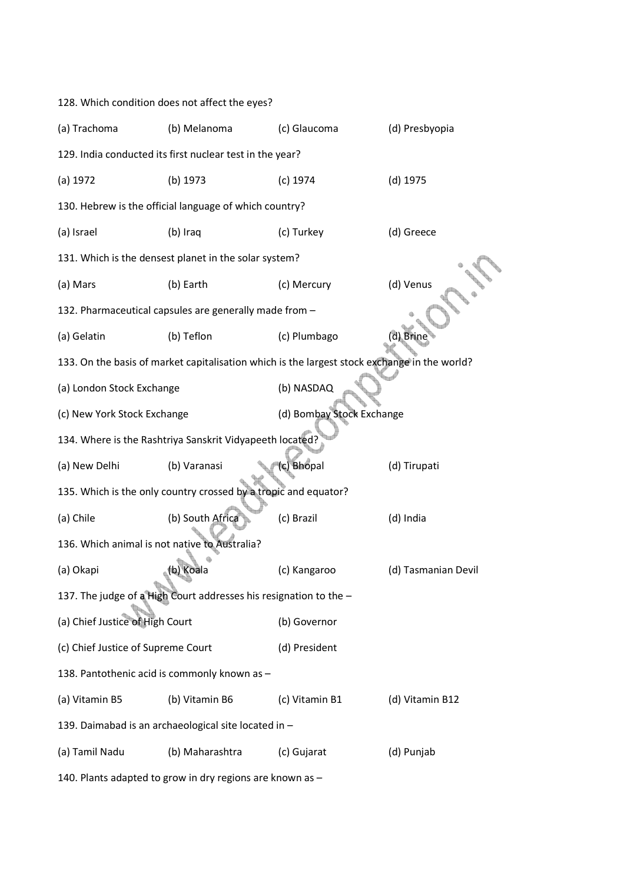128. Which condition does not affect the eyes?

(a) Trachoma (b) Melanoma (c) Glaucoma (d) Presbyopia

129. India conducted its first nuclear test in the year?

(a) 1972 (b) 1973 (c) 1974 (d) 1975

130. Hebrew is the official language of which country?

(a) Israel (b) Iraq (c) Turkey (d) Greece

131. Which is the densest planet in the solar system?

(a) Mars (b) Earth (c) Mercury (d) Venus

132. Pharmaceutical capsules are generally made from –

(a) Gelatin (b) Teflon (c) Plumbago (d) Brine

133. On the basis of market capitalisation which is the largest stock exchange in the world?

(a) London Stock Exchange (b) NASDAQ

(c) New York Stock Exchange (d) Bombay Stock Exchange

134. Where is the Rashtriya Sanskrit Vidyapeeth located?

(a) New Delhi (b) Varanasi (c) Bhopal (d) Tirupati

135. Which is the only country crossed by a tropic and equator?

(a) Chile (b) South Africa (c) Brazil (d) India

136. Which animal is not native to Australia?

(a) Okapi (b) Koala (c) Kangaroo (d) Tasmanian Devil

137. The judge of a High Court addresses his resignation to the –

(a) Chief Justice of High Court (b) Governor

(c) Chief Justice of Supreme Court (d) President

138. Pantothenic acid is commonly known as –

(a) Vitamin B5 (b) Vitamin B6 (c) Vitamin B1 (d) Vitamin B12

139. Daimabad is an archaeological site located in –

(a) Tamil Nadu (b) Maharashtra (c) Gujarat (d) Punjab

140. Plants adapted to grow in dry regions are known as –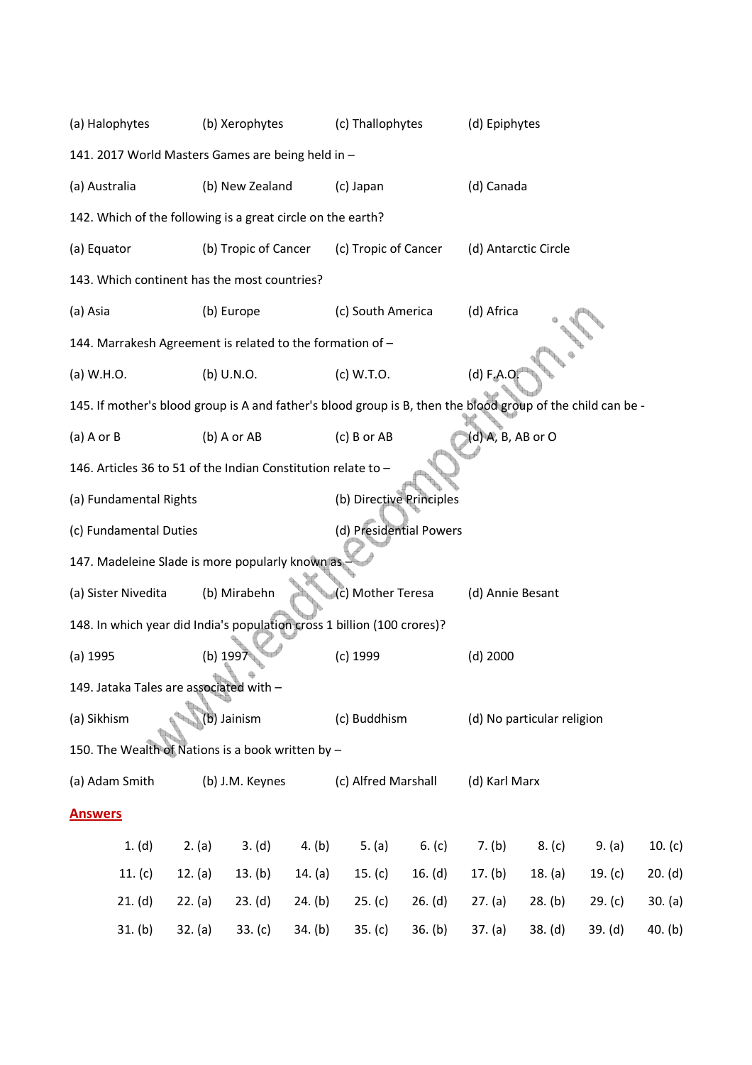(a) Halophytes (b) Xerophytes (c) Thallophytes (d) Epiphytes

141. 2017 World Masters Games are being held in –

(a) Australia (b) New Zealand (c) Japan (d) Canada

142. Which of the following is a great circle on the earth?

(a) Equator (b) Tropic of Cancer (c) Tropic of Cancer (d) Antarctic Circle

143. Which continent has the most countries?

(a) Asia (b) Europe (c) South America (d) Africa

144. Marrakesh Agreement is related to the formation of –

(a) W.H.O. (b) U.N.O. (c) W.T.O. (d) F.A.O.

145. If mother's blood group is A and father's blood group is B, then the blood group of the child can be -

(a) A or B (b) A or AB (c) B or AB (d) A, B, AB or O

146. Articles 36 to 51 of the Indian Constitution relate to –

(a) Fundamental Rights (b) Directive Principles

(c) Fundamental Duties (d) Presidential Powers

147. Madeleine Slade is more popularly known as –

(a) Sister Nivedita (b) Mirabehn (c) Mother Teresa (d) Annie Besant

148. In which year did India's population cross 1 billion (100 crores)?

(a) 1995 (b) 1997 (c) 1999 (d) 2000

149. Jataka Tales are associated with –

(a) Sikhism (b) Jainism (c) Buddhism (d) No particular religion

150. The Wealth of Nations is a book written by –

(a) Adam Smith (b) J.M. Keynes (c) Alfred Marshall (d) Karl Marx

## Answers

| | | | | | | | | | |
|---|---|---|---|---|---|---|---|---|---|
| 1. (d) | 2. (a) | 3. (d) | 4. (b) | 5. (a) | 6. (c) | 7. (b) | 8. (c) | 9. (a) | 10. (c) |
| 11. (c) | 12. (a) | 13. (b) | 14. (a) | 15. (c) | 16. (d) | 17. (b) | 18. (a) | 19. (c) | 20. (d) |
| 21. (d) | 22. (a) | 23. (d) | 24. (b) | 25. (c) | 26. (d) | 27. (a) | 28. (b) | 29. (c) | 30. (a) |
| 31. (b) | 32. (a) | 33. (c) | 34. (b) | 35. (c) | 36. (b) | 37. (a) | 38. (d) | 39. (d) | 40. (b) |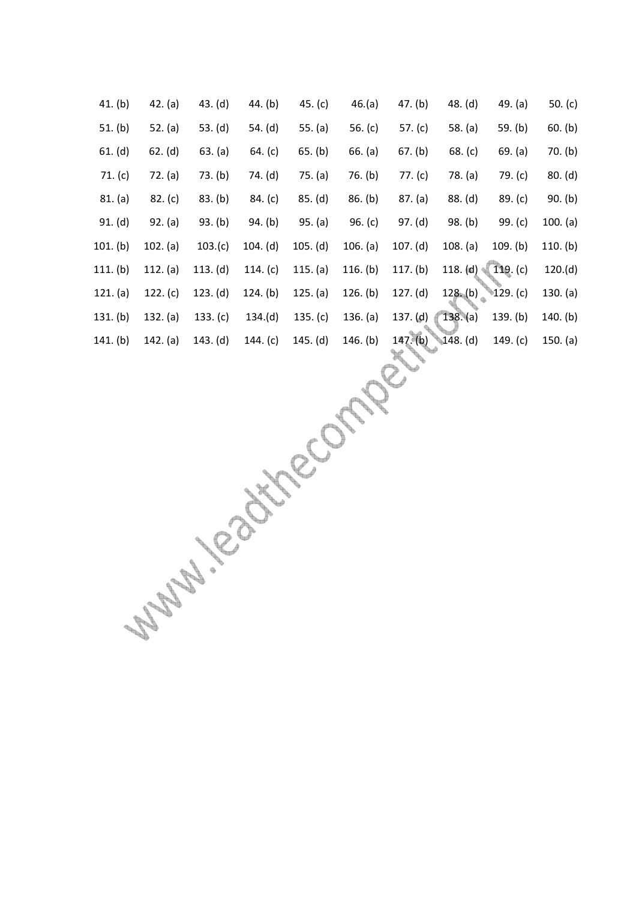| | | | | | | | | | |
|---|---|---|---|---|---|---|---|---|---|
| 41. (b) | 42. (a) | 43. (d) | 44. (b) | 45. (c) | 46.(a) | 47. (b) | 48. (d) | 49. (a) | 50. (c) |
| 51. (b) | 52. (a) | 53. (d) | 54. (d) | 55. (a) | 56. (c) | 57. (c) | 58. (a) | 59. (b) | 60. (b) |
| 61. (d) | 62. (d) | 63. (a) | 64. (c) | 65. (b) | 66. (a) | 67. (b) | 68. (c) | 69. (a) | 70. (b) |
| 71. (c) | 72. (a) | 73. (b) | 74. (d) | 75. (a) | 76. (b) | 77. (c) | 78. (a) | 79. (c) | 80. (d) |
| 81. (a) | 82. (c) | 83. (b) | 84. (c) | 85. (d) | 86. (b) | 87. (a) | 88. (d) | 89. (c) | 90. (b) |
| 91. (d) | 92. (a) | 93. (b) | 94. (b) | 95. (a) | 96. (c) | 97. (d) | 98. (b) | 99. (c) | 100. (a) |
| 101. (b) | 102. (a) | 103.(c) | 104. (d) | 105. (d) | 106. (a) | 107. (d) | 108. (a) | 109. (b) | 110. (b) |
| 111. (b) | 112. (a) | 113. (d) | 114. (c) | 115. (a) | 116. (b) | 117. (b) | 118. (d) | 119. (c) | 120.(d) |
| 121. (a) | 122. (c) | 123. (d) | 124. (b) | 125. (a) | 126. (b) | 127. (d) | 128. (b) | 129. (c) | 130. (a) |
| 131. (b) | 132. (a) | 133. (c) | 134.(d) | 135. (c) | 136. (a) | 137. (d) | 138. (a) | 139. (b) | 140. (b) |
| 141. (b) | 142. (a) | 143. (d) | 144. (c) | 145. (d) | 146. (b) | 147. (b) | 148. (d) | 149. (c) | 150. (a) |